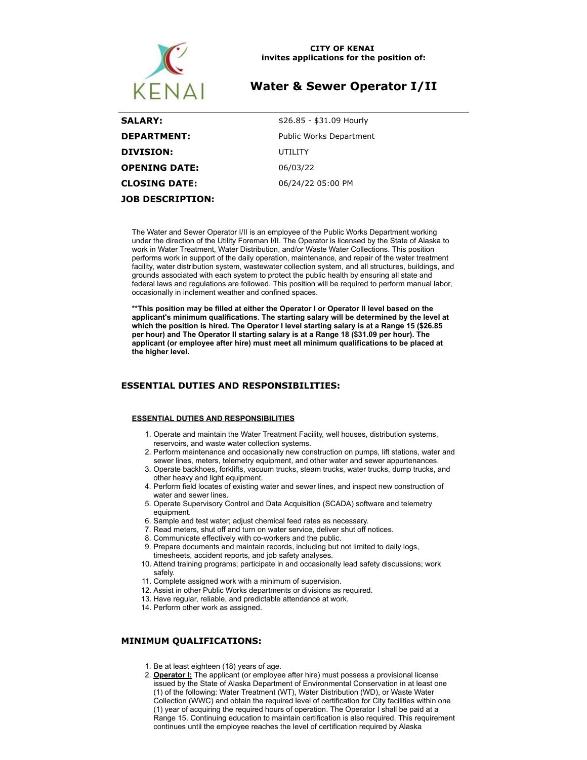**CITY OF KENAI**
**invites applications for the position of:**

# Water & Sewer Operator I/II

| | |
|---|---|
| **SALARY:** | $26.85 - $31.09 Hourly |
| **DEPARTMENT:** | Public Works Department |
| **DIVISION:** | UTILITY |
| **OPENING DATE:** | 06/03/22 |
| **CLOSING DATE:** | 06/24/22 05:00 PM |

**JOB DESCRIPTION:**

The Water and Sewer Operator I/II is an employee of the Public Works Department working under the direction of the Utility Foreman I/II. The Operator is licensed by the State of Alaska to work in Water Treatment, Water Distribution, and/or Waste Water Collections. This position performs work in support of the daily operation, maintenance, and repair of the water treatment facility, water distribution system, wastewater collection system, and all structures, buildings, and grounds associated with each system to protect the public health by ensuring all state and federal laws and regulations are followed. This position will be required to perform manual labor, occasionally in inclement weather and confined spaces.

**\*\*This position may be filled at either the Operator I or Operator II level based on the applicant's minimum qualifications. The starting salary will be determined by the level at which the position is hired. The Operator I level starting salary is at a Range 15 ($26.85 per hour) and The Operator II starting salary is at a Range 18 ($31.09 per hour). The applicant (or employee after hire) must meet all minimum qualifications to be placed at the higher level.**

## ESSENTIAL DUTIES AND RESPONSIBILITIES:

**ESSENTIAL DUTIES AND RESPONSIBILITIES**

1. Operate and maintain the Water Treatment Facility, well houses, distribution systems, reservoirs, and waste water collection systems.
2. Perform maintenance and occasionally new construction on pumps, lift stations, water and sewer lines, meters, telemetry equipment, and other water and sewer appurtenances.
3. Operate backhoes, forklifts, vacuum trucks, steam trucks, water trucks, dump trucks, and other heavy and light equipment.
4. Perform field locates of existing water and sewer lines, and inspect new construction of water and sewer lines.
5. Operate Supervisory Control and Data Acquisition (SCADA) software and telemetry equipment.
6. Sample and test water; adjust chemical feed rates as necessary.
7. Read meters, shut off and turn on water service, deliver shut off notices.
8. Communicate effectively with co-workers and the public.
9. Prepare documents and maintain records, including but not limited to daily logs, timesheets, accident reports, and job safety analyses.
10. Attend training programs; participate in and occasionally lead safety discussions; work safely.
11. Complete assigned work with a minimum of supervision.
12. Assist in other Public Works departments or divisions as required.
13. Have regular, reliable, and predictable attendance at work.
14. Perform other work as assigned.

## MINIMUM QUALIFICATIONS:

1. Be at least eighteen (18) years of age.
2. **Operator I:** The applicant (or employee after hire) must possess a provisional license issued by the State of Alaska Department of Environmental Conservation in at least one (1) of the following: Water Treatment (WT), Water Distribution (WD), or Waste Water Collection (WWC) and obtain the required level of certification for City facilities within one (1) year of acquiring the required hours of operation. The Operator I shall be paid at a Range 15. Continuing education to maintain certification is also required. This requirement continues until the employee reaches the level of certification required by Alaska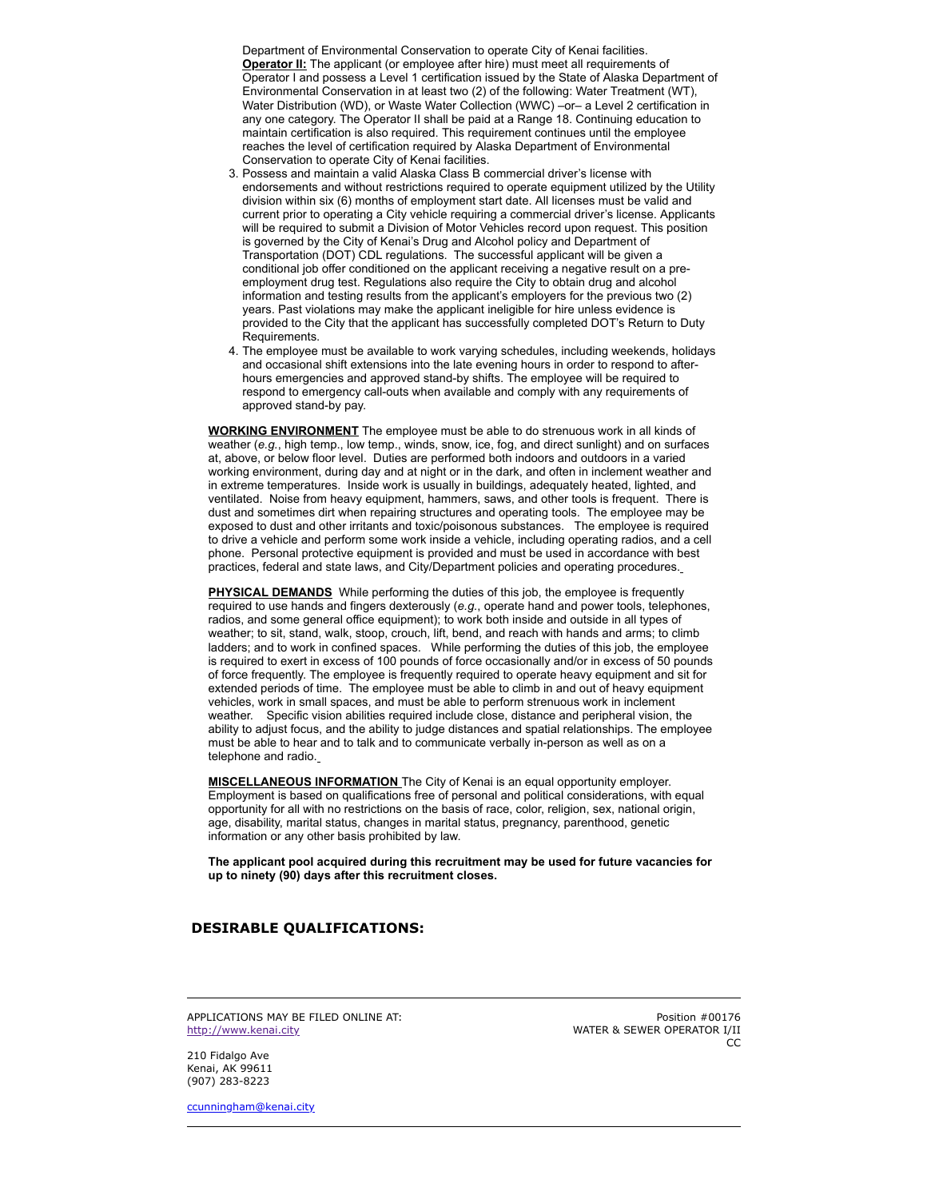Department of Environmental Conservation to operate City of Kenai facilities. **Operator II:** The applicant (or employee after hire) must meet all requirements of Operator I and possess a Level 1 certification issued by the State of Alaska Department of Environmental Conservation in at least two (2) of the following: Water Treatment (WT), Water Distribution (WD), or Waste Water Collection (WWC) –or– a Level 2 certification in any one category. The Operator II shall be paid at a Range 18. Continuing education to maintain certification is also required. This requirement continues until the employee reaches the level of certification required by Alaska Department of Environmental Conservation to operate City of Kenai facilities.

3. Possess and maintain a valid Alaska Class B commercial driver's license with endorsements and without restrictions required to operate equipment utilized by the Utility division within six (6) months of employment start date. All licenses must be valid and current prior to operating a City vehicle requiring a commercial driver's license. Applicants will be required to submit a Division of Motor Vehicles record upon request. This position is governed by the City of Kenai's Drug and Alcohol policy and Department of Transportation (DOT) CDL regulations. The successful applicant will be given a conditional job offer conditioned on the applicant receiving a negative result on a pre-employment drug test. Regulations also require the City to obtain drug and alcohol information and testing results from the applicant's employers for the previous two (2) years. Past violations may make the applicant ineligible for hire unless evidence is provided to the City that the applicant has successfully completed DOT's Return to Duty Requirements.
4. The employee must be available to work varying schedules, including weekends, holidays and occasional shift extensions into the late evening hours in order to respond to after-hours emergencies and approved stand-by shifts. The employee will be required to respond to emergency call-outs when available and comply with any requirements of approved stand-by pay.

**WORKING ENVIRONMENT** The employee must be able to do strenuous work in all kinds of weather (*e.g.*, high temp., low temp., winds, snow, ice, fog, and direct sunlight) and on surfaces at, above, or below floor level. Duties are performed both indoors and outdoors in a varied working environment, during day and at night or in the dark, and often in inclement weather and in extreme temperatures. Inside work is usually in buildings, adequately heated, lighted, and ventilated. Noise from heavy equipment, hammers, saws, and other tools is frequent. There is dust and sometimes dirt when repairing structures and operating tools. The employee may be exposed to dust and other irritants and toxic/poisonous substances. The employee is required to drive a vehicle and perform some work inside a vehicle, including operating radios, and a cell phone. Personal protective equipment is provided and must be used in accordance with best practices, federal and state laws, and City/Department policies and operating procedures.

**PHYSICAL DEMANDS** While performing the duties of this job, the employee is frequently required to use hands and fingers dexterously (*e.g.*, operate hand and power tools, telephones, radios, and some general office equipment); to work both inside and outside in all types of weather; to sit, stand, walk, stoop, crouch, lift, bend, and reach with hands and arms; to climb ladders; and to work in confined spaces. While performing the duties of this job, the employee is required to exert in excess of 100 pounds of force occasionally and/or in excess of 50 pounds of force frequently. The employee is frequently required to operate heavy equipment and sit for extended periods of time. The employee must be able to climb in and out of heavy equipment vehicles, work in small spaces, and must be able to perform strenuous work in inclement weather. Specific vision abilities required include close, distance and peripheral vision, the ability to adjust focus, and the ability to judge distances and spatial relationships. The employee must be able to hear and to talk and to communicate verbally in-person as well as on a telephone and radio.

**MISCELLANEOUS INFORMATION** The City of Kenai is an equal opportunity employer. Employment is based on qualifications free of personal and political considerations, with equal opportunity for all with no restrictions on the basis of race, color, religion, sex, national origin, age, disability, marital status, changes in marital status, pregnancy, parenthood, genetic information or any other basis prohibited by law.

**The applicant pool acquired during this recruitment may be used for future vacancies for up to ninety (90) days after this recruitment closes.**

## DESIRABLE QUALIFICATIONS: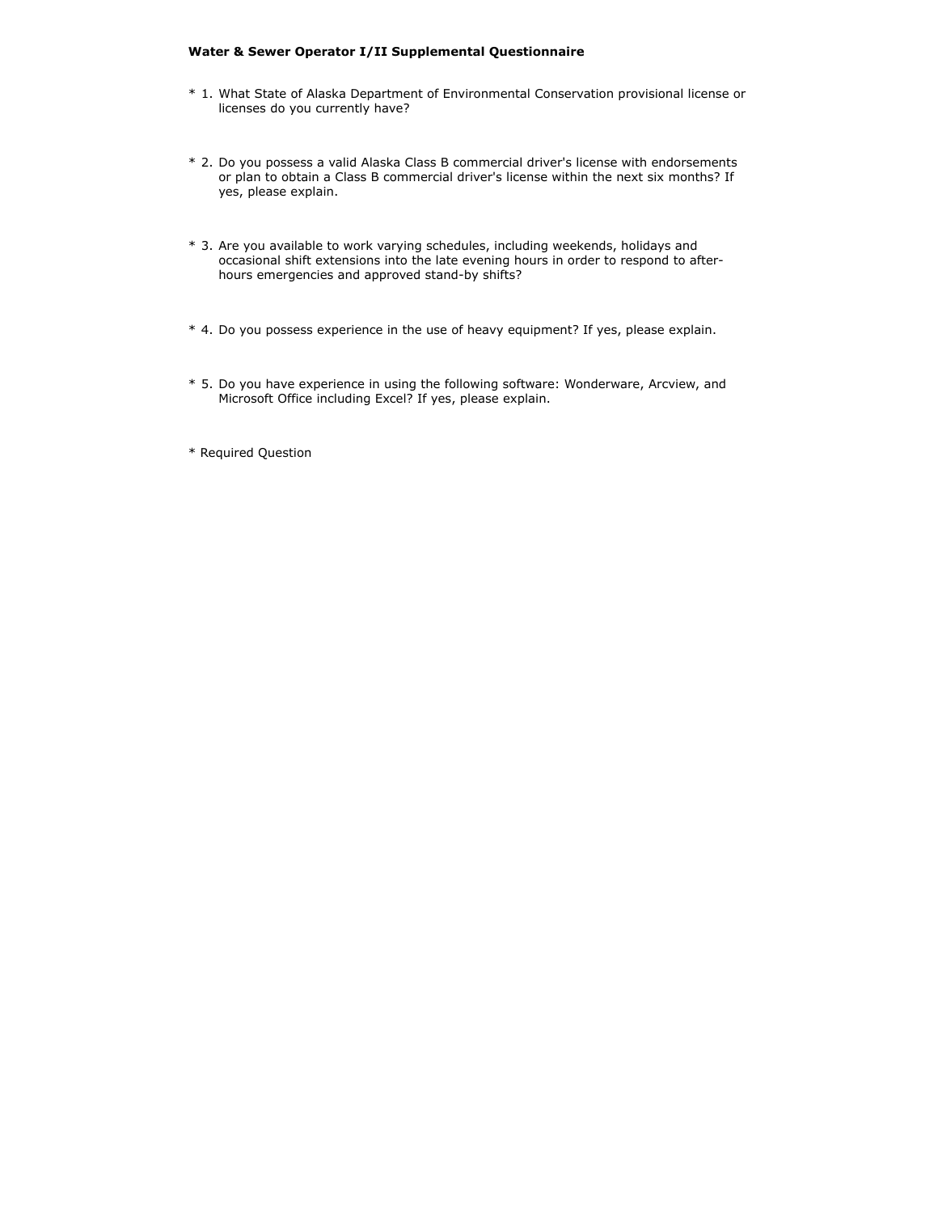**Water & Sewer Operator I/II Supplemental Questionnaire**

\* 1. What State of Alaska Department of Environmental Conservation provisional license or licenses do you currently have?

\* 2. Do you possess a valid Alaska Class B commercial driver's license with endorsements or plan to obtain a Class B commercial driver's license within the next six months? If yes, please explain.

\* 3. Are you available to work varying schedules, including weekends, holidays and occasional shift extensions into the late evening hours in order to respond to after-hours emergencies and approved stand-by shifts?

\* 4. Do you possess experience in the use of heavy equipment? If yes, please explain.

\* 5. Do you have experience in using the following software: Wonderware, Arcview, and Microsoft Office including Excel? If yes, please explain.

\* Required Question